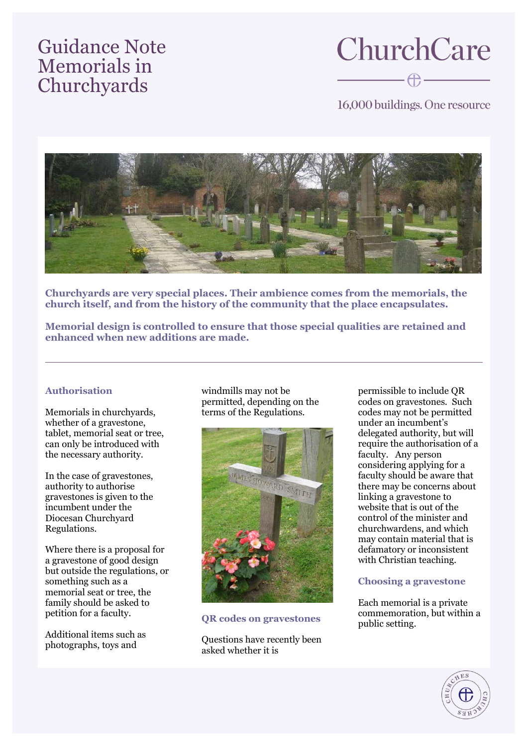# Guidance Note Memorials in Churchyards

ChurchCare

16,000 buildings. One resource

**Churchyards are very special places. Their ambience comes from the memorials, the church itself, and from the history of the community that the place encapsulates.**

**Memorial design is controlled to ensure that those special qualities are retained and enhanced when new additions are made.**

## Authorisation

Memorials in churchyards, whether of a gravestone, tablet, memorial seat or tree, can only be introduced with the necessary authority.

In the case of gravestones, authority to authorise gravestones is given to the incumbent under the Diocesan Churchyard Regulations.

Where there is a proposal for a gravestone of good design but outside the regulations, or something such as a memorial seat or tree, the family should be asked to petition for a faculty.

Additional items such as photographs, toys and windmills may not be permitted, depending on the terms of the Regulations.

## QR codes on gravestones

Questions have recently been asked whether it is permissible to include QR codes on gravestones. Such codes may not be permitted under an incumbent's delegated authority, but will require the authorisation of a faculty. Any person considering applying for a faculty should be aware that there may be concerns about linking a gravestone to website that is out of the control of the minister and churchwardens, and which may contain material that is defamatory or inconsistent with Christian teaching.

## Choosing a gravestone

Each memorial is a private commemoration, but within a public setting.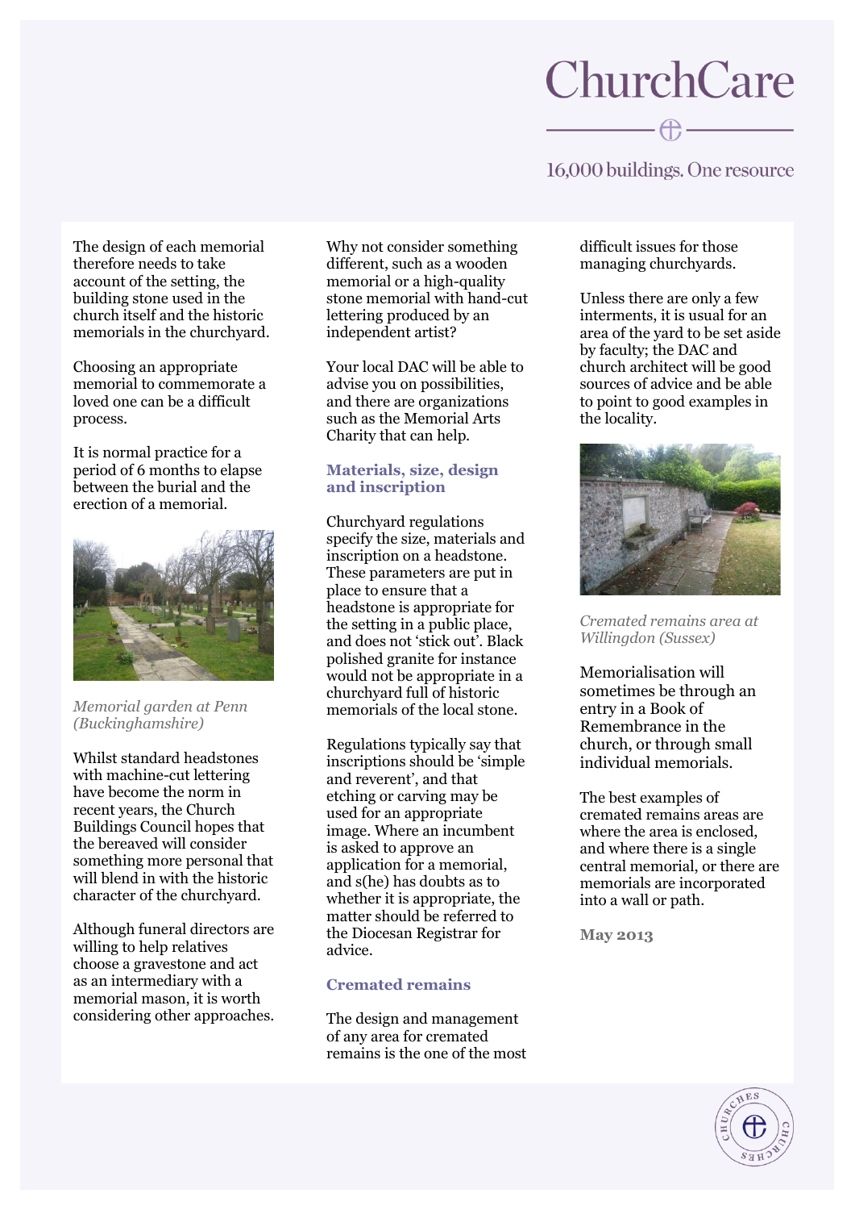The design of each memorial therefore needs to take account of the setting, the building stone used in the church itself and the historic memorials in the churchyard.

Choosing an appropriate memorial to commemorate a loved one can be a difficult process.

It is normal practice for a period of 6 months to elapse between the burial and the erection of a memorial.

*Memorial garden at Penn (Buckinghamshire)*

Whilst standard headstones with machine-cut lettering have become the norm in recent years, the Church Buildings Council hopes that the bereaved will consider something more personal that will blend in with the historic character of the churchyard.

Although funeral directors are willing to help relatives choose a gravestone and act as an intermediary with a memorial mason, it is worth considering other approaches.

Why not consider something different, such as a wooden memorial or a high-quality stone memorial with hand-cut lettering produced by an independent artist?

Your local DAC will be able to advise you on possibilities, and there are organizations such as the Memorial Arts Charity that can help.

## Materials, size, design and inscription

Churchyard regulations specify the size, materials and inscription on a headstone. These parameters are put in place to ensure that a headstone is appropriate for the setting in a public place, and does not 'stick out'. Black polished granite for instance would not be appropriate in a churchyard full of historic memorials of the local stone.

Regulations typically say that inscriptions should be 'simple and reverent', and that etching or carving may be used for an appropriate image. Where an incumbent is asked to approve an application for a memorial, and s(he) has doubts as to whether it is appropriate, the matter should be referred to the Diocesan Registrar for advice.

## Cremated remains

The design and management of any area for cremated remains is the one of the most difficult issues for those managing churchyards.

Unless there are only a few interments, it is usual for an area of the yard to be set aside by faculty; the DAC and church architect will be good sources of advice and be able to point to good examples in the locality.

*Cremated remains area at Willingdon (Sussex)*

Memorialisation will sometimes be through an entry in a Book of Remembrance in the church, or through small individual memorials.

The best examples of cremated remains areas are where the area is enclosed, and where there is a single central memorial, or there are memorials are incorporated into a wall or path.

**May 2013**